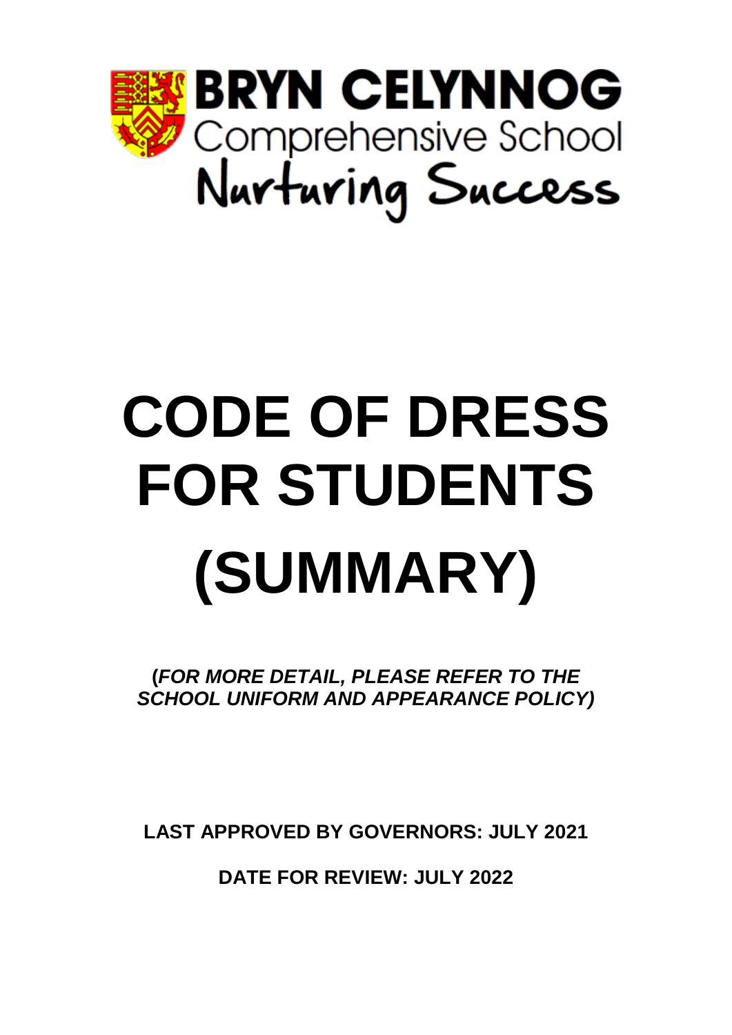BRYN CELYNNOG

Comprehensive School

Nurturing Success

# CODE OF DRESS FOR STUDENTS (SUMMARY)

**(*FOR MORE DETAIL, PLEASE REFER TO THE SCHOOL UNIFORM AND APPEARANCE POLICY)***

**LAST APPROVED BY GOVERNORS: JULY 2021**

**DATE FOR REVIEW: JULY 2022**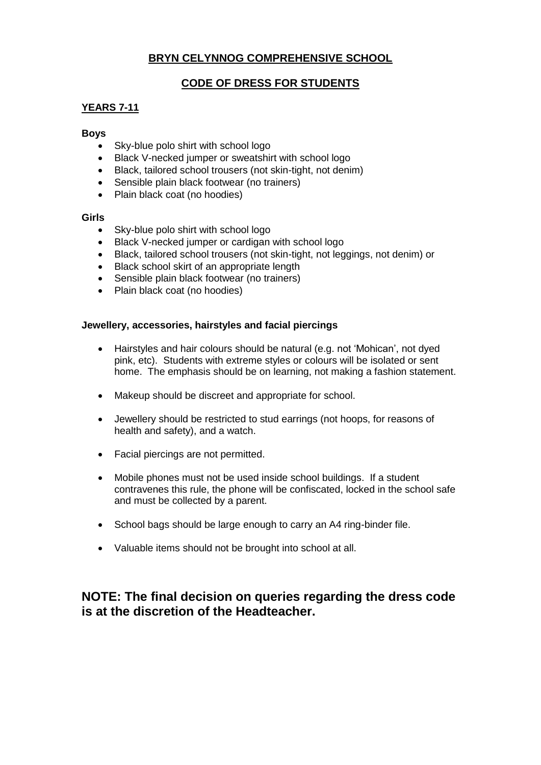# BRYN CELYNNOG COMPREHENSIVE SCHOOL

## CODE OF DRESS FOR STUDENTS

### YEARS 7-11

**Boys**

- Sky-blue polo shirt with school logo
- Black V-necked jumper or sweatshirt with school logo
- Black, tailored school trousers (not skin-tight, not denim)
- Sensible plain black footwear (no trainers)
- Plain black coat (no hoodies)

**Girls**

- Sky-blue polo shirt with school logo
- Black V-necked jumper or cardigan with school logo
- Black, tailored school trousers (not skin-tight, not leggings, not denim) or
- Black school skirt of an appropriate length
- Sensible plain black footwear (no trainers)
- Plain black coat (no hoodies)

**Jewellery, accessories, hairstyles and facial piercings**

- Hairstyles and hair colours should be natural (e.g. not 'Mohican', not dyed pink, etc). Students with extreme styles or colours will be isolated or sent home. The emphasis should be on learning, not making a fashion statement.
- Makeup should be discreet and appropriate for school.
- Jewellery should be restricted to stud earrings (not hoops, for reasons of health and safety), and a watch.
- Facial piercings are not permitted.
- Mobile phones must not be used inside school buildings. If a student contravenes this rule, the phone will be confiscated, locked in the school safe and must be collected by a parent.
- School bags should be large enough to carry an A4 ring-binder file.
- Valuable items should not be brought into school at all.

## NOTE: The final decision on queries regarding the dress code is at the discretion of the Headteacher.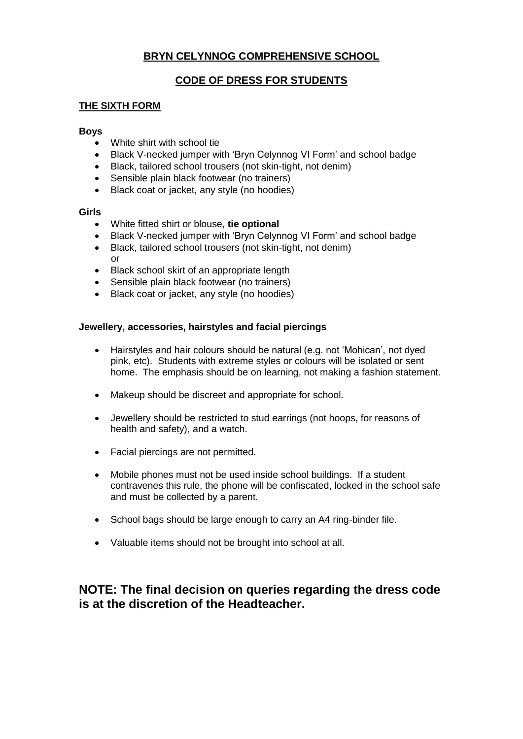# BRYN CELYNNOG COMPREHENSIVE SCHOOL

## CODE OF DRESS FOR STUDENTS

### THE SIXTH FORM

**Boys**

- White shirt with school tie
- Black V-necked jumper with 'Bryn Celynnog VI Form' and school badge
- Black, tailored school trousers (not skin-tight, not denim)
- Sensible plain black footwear (no trainers)
- Black coat or jacket, any style (no hoodies)

**Girls**

- White fitted shirt or blouse, **tie optional**
- Black V-necked jumper with 'Bryn Celynnog VI Form' and school badge
- Black, tailored school trousers (not skin-tight, not denim)
  or
- Black school skirt of an appropriate length
- Sensible plain black footwear (no trainers)
- Black coat or jacket, any style (no hoodies)

**Jewellery, accessories, hairstyles and facial piercings**

- Hairstyles and hair colours should be natural (e.g. not 'Mohican', not dyed pink, etc). Students with extreme styles or colours will be isolated or sent home. The emphasis should be on learning, not making a fashion statement.
- Makeup should be discreet and appropriate for school.
- Jewellery should be restricted to stud earrings (not hoops, for reasons of health and safety), and a watch.
- Facial piercings are not permitted.
- Mobile phones must not be used inside school buildings. If a student contravenes this rule, the phone will be confiscated, locked in the school safe and must be collected by a parent.
- School bags should be large enough to carry an A4 ring-binder file.
- Valuable items should not be brought into school at all.

## NOTE: The final decision on queries regarding the dress code is at the discretion of the Headteacher.